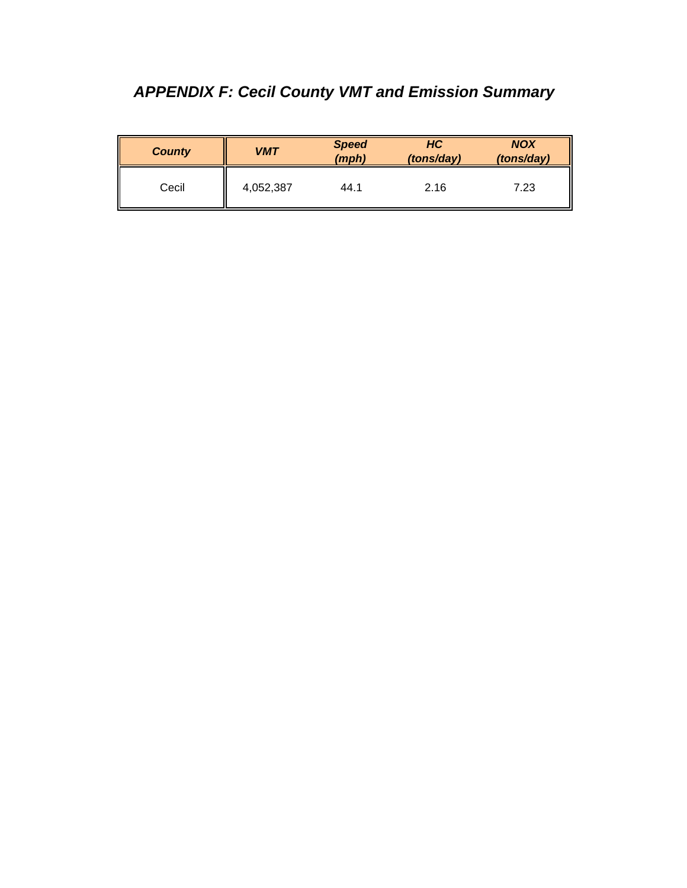# *APPENDIX F: Cecil County VMT and Emission Summary*

| ***County*** | ***VMT*** | ***Speed (mph)*** | ***HC (tons/day)*** | ***NOX (tons/day)*** |
|---|---|---|---|---|
| Cecil | 4,052,387 | 44.1 | 2.16 | 7.23 |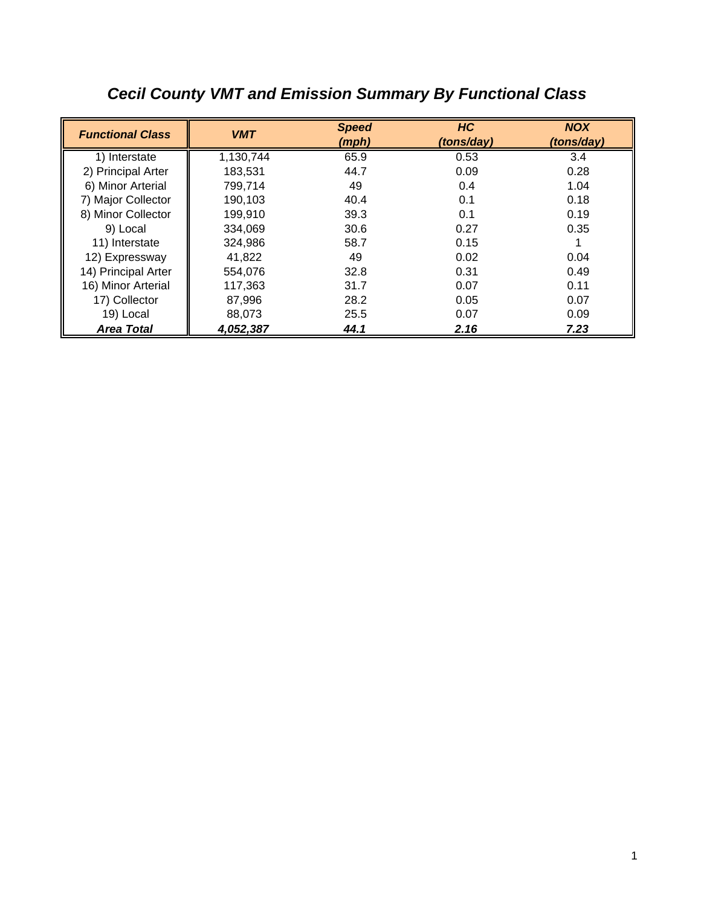# *Cecil County VMT and Emission Summary By Functional Class*

| ***Functional Class*** | ***VMT*** | ***Speed (mph)*** | ***HC (tons/day)*** | ***NOX (tons/day)*** |
|---|---|---|---|---|
| 1) Interstate | 1,130,744 | 65.9 | 0.53 | 3.4 |
| 2) Principal Arter | 183,531 | 44.7 | 0.09 | 0.28 |
| 6) Minor Arterial | 799,714 | 49 | 0.4 | 1.04 |
| 7) Major Collector | 190,103 | 40.4 | 0.1 | 0.18 |
| 8) Minor Collector | 199,910 | 39.3 | 0.1 | 0.19 |
| 9) Local | 334,069 | 30.6 | 0.27 | 0.35 |
| 11) Interstate | 324,986 | 58.7 | 0.15 | 1 |
| 12) Expressway | 41,822 | 49 | 0.02 | 0.04 |
| 14) Principal Arter | 554,076 | 32.8 | 0.31 | 0.49 |
| 16) Minor Arterial | 117,363 | 31.7 | 0.07 | 0.11 |
| 17) Collector | 87,996 | 28.2 | 0.05 | 0.07 |
| 19) Local | 88,073 | 25.5 | 0.07 | 0.09 |
| ***Area Total*** | ***4,052,387*** | ***44.1*** | ***2.16*** | ***7.23*** |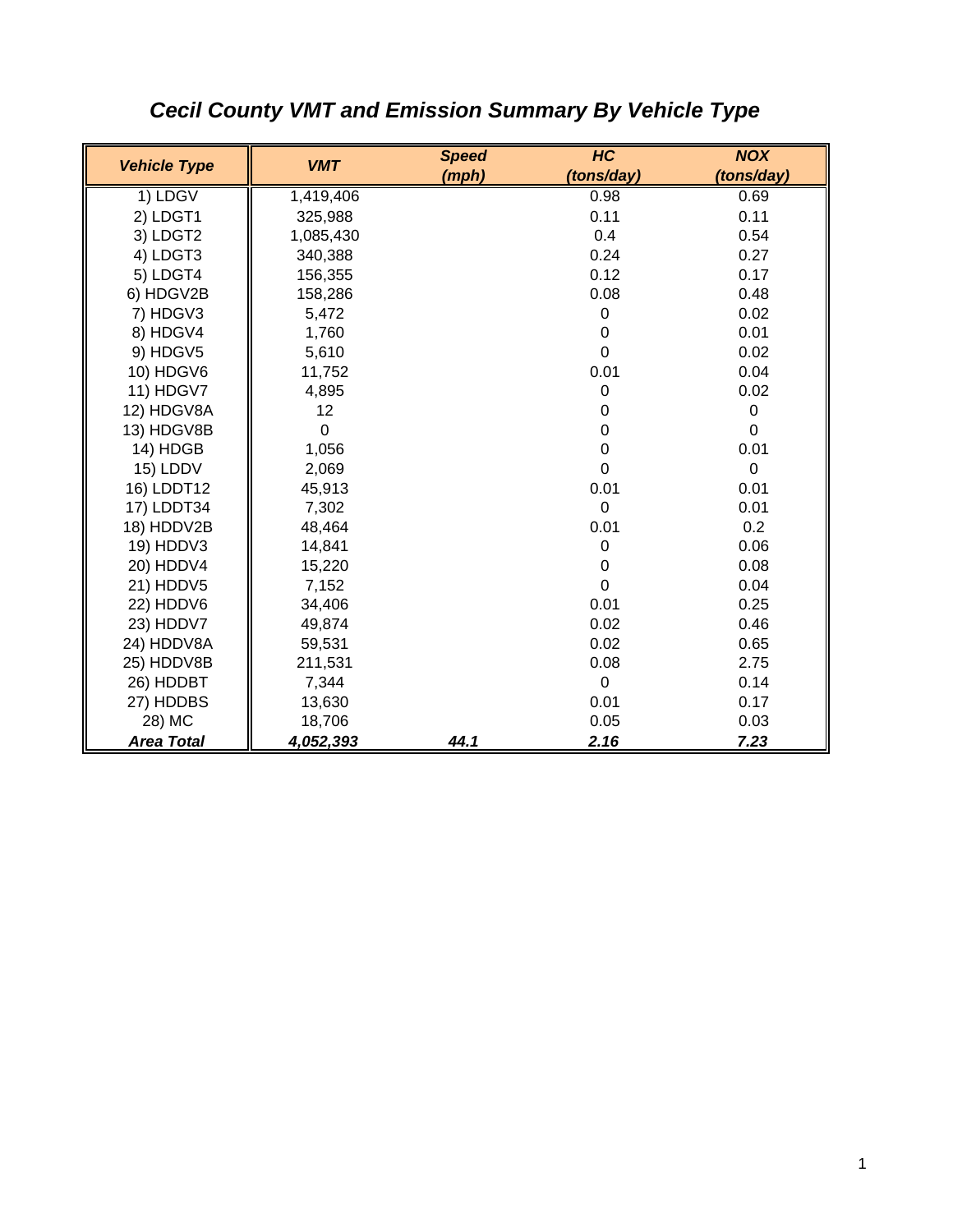## *Cecil County VMT and Emission Summary By Vehicle Type*

| ***Vehicle Type*** | ***VMT*** | ***Speed (mph)*** | ***HC (tons/day)*** | ***NOX (tons/day)*** |
|---|---|---|---|---|
| 1) LDGV | 1,419,406 | | 0.98 | 0.69 |
| 2) LDGT1 | 325,988 | | 0.11 | 0.11 |
| 3) LDGT2 | 1,085,430 | | 0.4 | 0.54 |
| 4) LDGT3 | 340,388 | | 0.24 | 0.27 |
| 5) LDGT4 | 156,355 | | 0.12 | 0.17 |
| 6) HDGV2B | 158,286 | | 0.08 | 0.48 |
| 7) HDGV3 | 5,472 | | 0 | 0.02 |
| 8) HDGV4 | 1,760 | | 0 | 0.01 |
| 9) HDGV5 | 5,610 | | 0 | 0.02 |
| 10) HDGV6 | 11,752 | | 0.01 | 0.04 |
| 11) HDGV7 | 4,895 | | 0 | 0.02 |
| 12) HDGV8A | 12 | | 0 | 0 |
| 13) HDGV8B | 0 | | 0 | 0 |
| 14) HDGB | 1,056 | | 0 | 0.01 |
| 15) LDDV | 2,069 | | 0 | 0 |
| 16) LDDT12 | 45,913 | | 0.01 | 0.01 |
| 17) LDDT34 | 7,302 | | 0 | 0.01 |
| 18) HDDV2B | 48,464 | | 0.01 | 0.2 |
| 19) HDDV3 | 14,841 | | 0 | 0.06 |
| 20) HDDV4 | 15,220 | | 0 | 0.08 |
| 21) HDDV5 | 7,152 | | 0 | 0.04 |
| 22) HDDV6 | 34,406 | | 0.01 | 0.25 |
| 23) HDDV7 | 49,874 | | 0.02 | 0.46 |
| 24) HDDV8A | 59,531 | | 0.02 | 0.65 |
| 25) HDDV8B | 211,531 | | 0.08 | 2.75 |
| 26) HDDBT | 7,344 | | 0 | 0.14 |
| 27) HDDBS | 13,630 | | 0.01 | 0.17 |
| 28) MC | 18,706 | | 0.05 | 0.03 |
| ***Area Total*** | ***4,052,393*** | ***44.1*** | ***2.16*** | ***7.23*** |